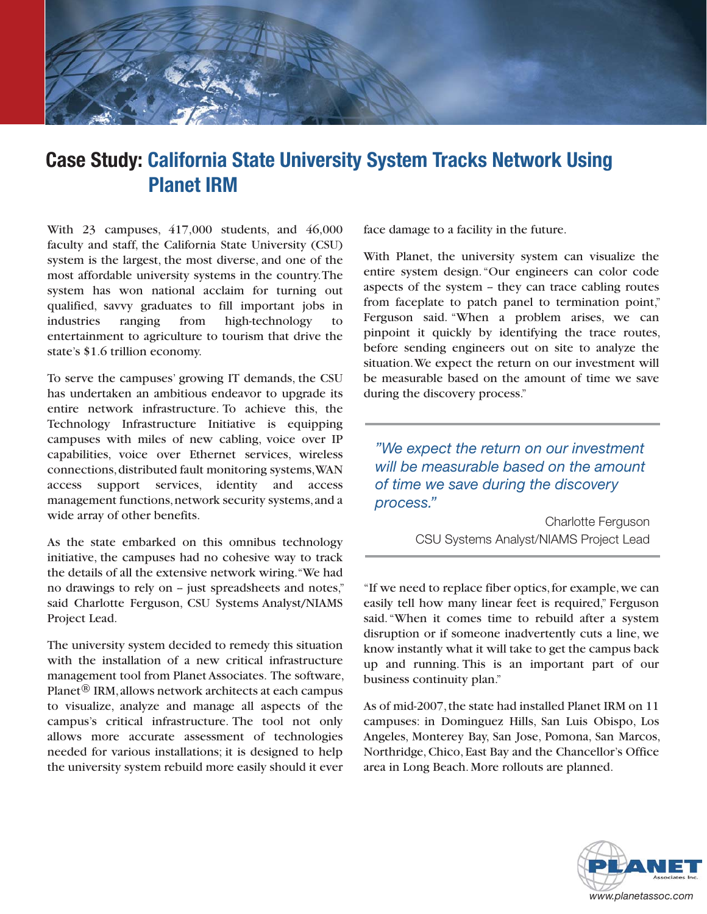# Case Study: California State University System Tracks Network Using Planet IRM

With 23 campuses, 417,000 students, and 46,000 faculty and staff, the California State University (CSU) system is the largest, the most diverse, and one of the most affordable university systems in the country. The system has won national acclaim for turning out qualified, savvy graduates to fill important jobs in industries ranging from high-technology to entertainment to agriculture to tourism that drive the state's $1.6 trillion economy.

To serve the campuses' growing IT demands, the CSU has undertaken an ambitious endeavor to upgrade its entire network infrastructure. To achieve this, the Technology Infrastructure Initiative is equipping campuses with miles of new cabling, voice over IP capabilities, voice over Ethernet services, wireless connections, distributed fault monitoring systems, WAN access support services, identity and access management functions, network security systems, and a wide array of other benefits.

As the state embarked on this omnibus technology initiative, the campuses had no cohesive way to track the details of all the extensive network wiring. "We had no drawings to rely on – just spreadsheets and notes," said Charlotte Ferguson, CSU Systems Analyst/NIAMS Project Lead.

The university system decided to remedy this situation with the installation of a new critical infrastructure management tool from Planet Associates. The software, Planet® IRM, allows network architects at each campus to visualize, analyze and manage all aspects of the campus's critical infrastructure. The tool not only allows more accurate assessment of technologies needed for various installations; it is designed to help the university system rebuild more easily should it ever face damage to a facility in the future.

With Planet, the university system can visualize the entire system design. "Our engineers can color code aspects of the system – they can trace cabling routes from faceplate to patch panel to termination point," Ferguson said. "When a problem arises, we can pinpoint it quickly by identifying the trace routes, before sending engineers out on site to analyze the situation. We expect the return on our investment will be measurable based on the amount of time we save during the discovery process."

> *"We expect the return on our investment will be measurable based on the amount of time we save during the discovery process."*
>
> Charlotte Ferguson
> CSU Systems Analyst/NIAMS Project Lead

"If we need to replace fiber optics, for example, we can easily tell how many linear feet is required," Ferguson said. "When it comes time to rebuild after a system disruption or if someone inadvertently cuts a line, we know instantly what it will take to get the campus back up and running. This is an important part of our business continuity plan."

As of mid-2007, the state had installed Planet IRM on 11 campuses: in Dominguez Hills, San Luis Obispo, Los Angeles, Monterey Bay, San Jose, Pomona, San Marcos, Northridge, Chico, East Bay and the Chancellor's Office area in Long Beach. More rollouts are planned.

PLANET Associates Inc.
www.planetassoc.com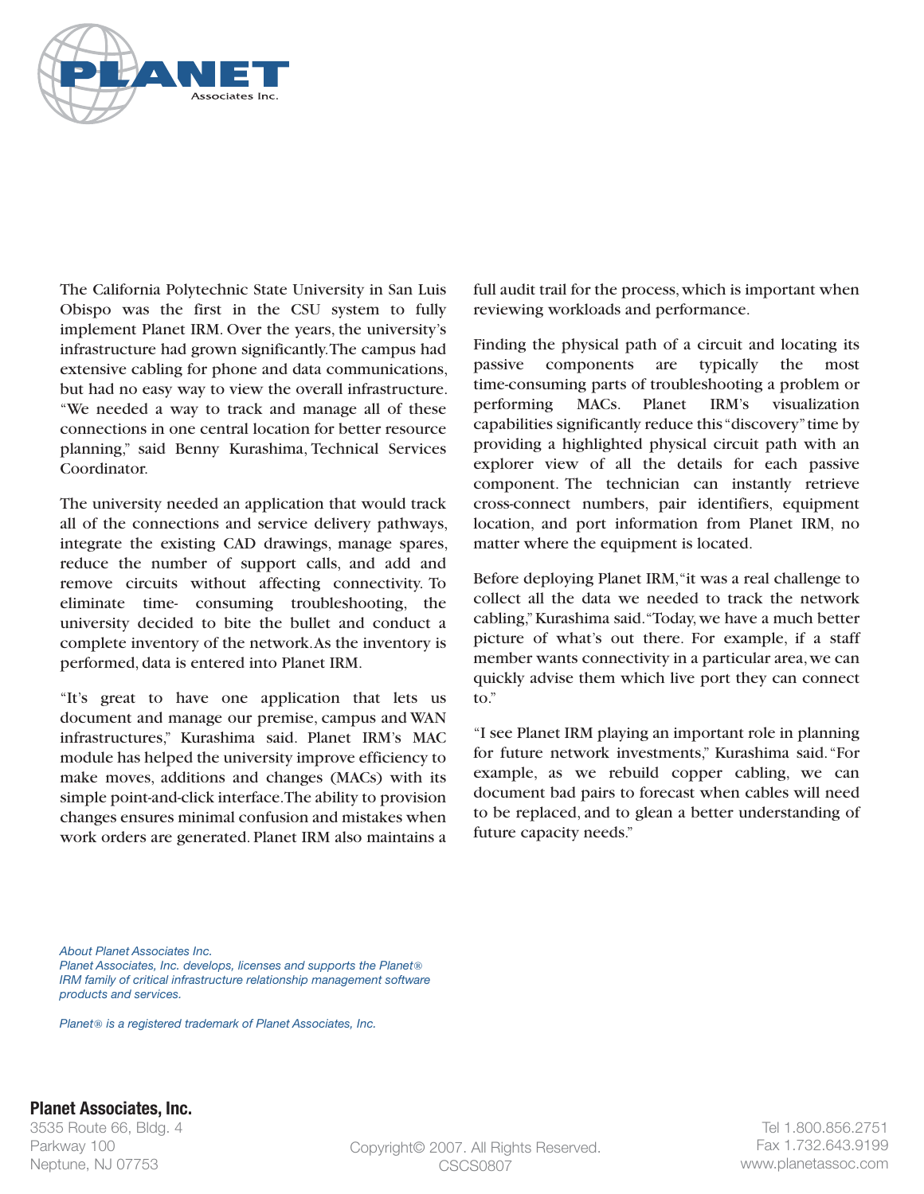The California Polytechnic State University in San Luis Obispo was the first in the CSU system to fully implement Planet IRM. Over the years, the university's infrastructure had grown significantly. The campus had extensive cabling for phone and data communications, but had no easy way to view the overall infrastructure. "We needed a way to track and manage all of these connections in one central location for better resource planning," said Benny Kurashima, Technical Services Coordinator.

The university needed an application that would track all of the connections and service delivery pathways, integrate the existing CAD drawings, manage spares, reduce the number of support calls, and add and remove circuits without affecting connectivity. To eliminate time- consuming troubleshooting, the university decided to bite the bullet and conduct a complete inventory of the network. As the inventory is performed, data is entered into Planet IRM.

"It's great to have one application that lets us document and manage our premise, campus and WAN infrastructures," Kurashima said. Planet IRM's MAC module has helped the university improve efficiency to make moves, additions and changes (MACs) with its simple point-and-click interface. The ability to provision changes ensures minimal confusion and mistakes when work orders are generated. Planet IRM also maintains a full audit trail for the process, which is important when reviewing workloads and performance.

Finding the physical path of a circuit and locating its passive components are typically the most time-consuming parts of troubleshooting a problem or performing MACs. Planet IRM's visualization capabilities significantly reduce this "discovery" time by providing a highlighted physical circuit path with an explorer view of all the details for each passive component. The technician can instantly retrieve cross-connect numbers, pair identifiers, equipment location, and port information from Planet IRM, no matter where the equipment is located.

Before deploying Planet IRM, "it was a real challenge to collect all the data we needed to track the network cabling," Kurashima said. "Today, we have a much better picture of what's out there. For example, if a staff member wants connectivity in a particular area, we can quickly advise them which live port they can connect to."

"I see Planet IRM playing an important role in planning for future network investments," Kurashima said. "For example, as we rebuild copper cabling, we can document bad pairs to forecast when cables will need to be replaced, and to glean a better understanding of future capacity needs."

*About Planet Associates Inc.*
*Planet Associates, Inc. develops, licenses and supports the Planet® IRM family of critical infrastructure relationship management software products and services.*

*Planet® is a registered trademark of Planet Associates, Inc.*

**Planet Associates, Inc.**
3535 Route 66, Bldg. 4
Parkway 100
Neptune, NJ 07753

Copyright© 2007. All Rights Reserved.
CSCS0807

Tel 1.800.856.2751
Fax 1.732.643.9199
www.planetassoc.com